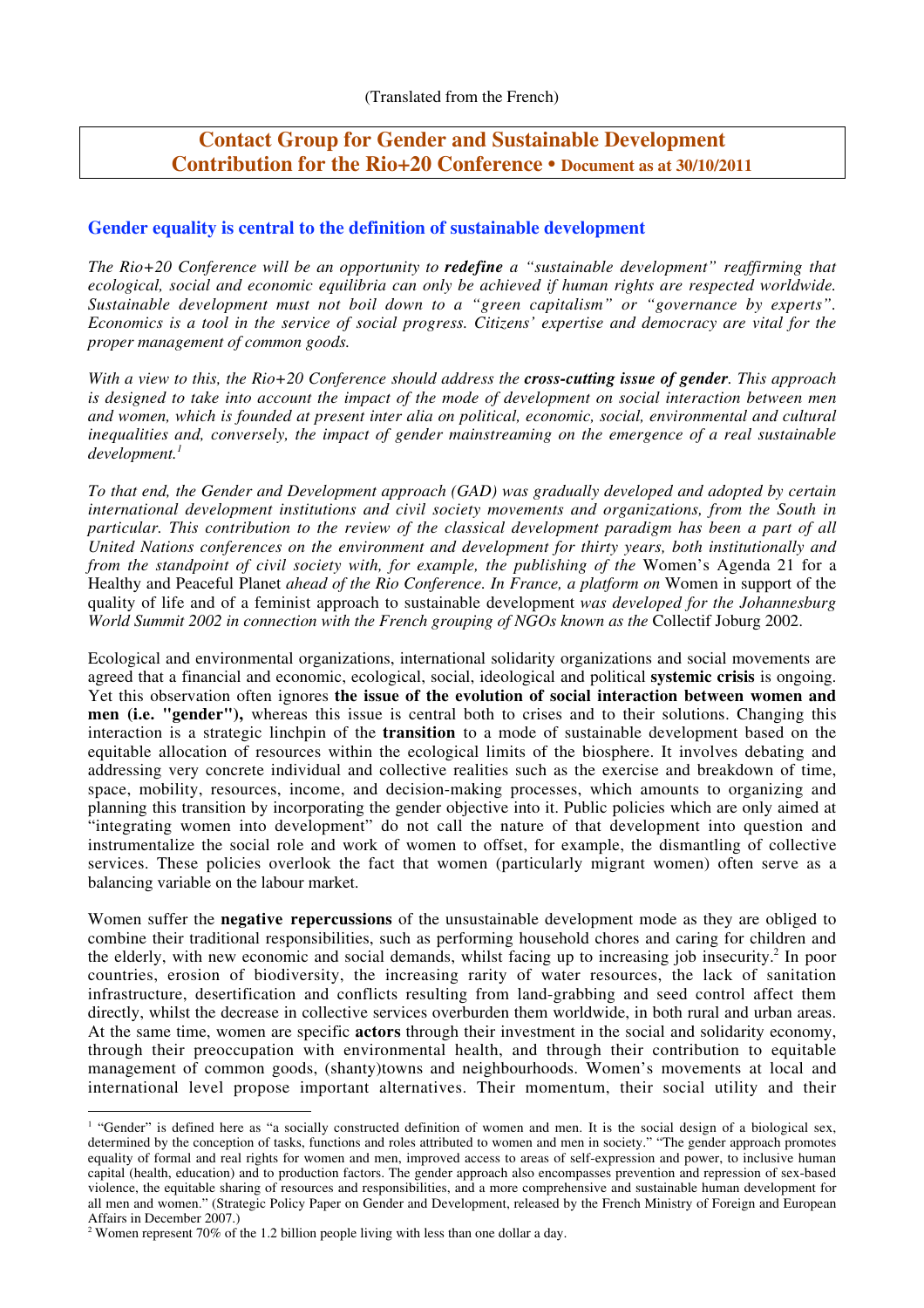(Translated from the French)

# Contact Group for Gender and Sustainable Development Contribution for the Rio+20 Conference • Document as at 30/10/2011

## Gender equality is central to the definition of sustainable development

*The Rio+20 Conference will be an opportunity to **redefine** a "sustainable development" reaffirming that ecological, social and economic equilibria can only be achieved if human rights are respected worldwide. Sustainable development must not boil down to a "green capitalism" or "governance by experts". Economics is a tool in the service of social progress. Citizens' expertise and democracy are vital for the proper management of common goods.*

*With a view to this, the Rio+20 Conference should address the **cross-cutting issue of gender**. This approach is designed to take into account the impact of the mode of development on social interaction between men and women, which is founded at present inter alia on political, economic, social, environmental and cultural inequalities and, conversely, the impact of gender mainstreaming on the emergence of a real sustainable development.*[1]

*To that end, the Gender and Development approach (GAD) was gradually developed and adopted by certain international development institutions and civil society movements and organizations, from the South in particular. This contribution to the review of the classical development paradigm has been a part of all United Nations conferences on the environment and development for thirty years, both institutionally and from the standpoint of civil society with, for example, the publishing of the* Women's Agenda 21 for a Healthy and Peaceful Planet *ahead of the Rio Conference. In France, a platform on* Women in support of the quality of life and of a feminist approach to sustainable development *was developed for the Johannesburg World Summit 2002 in connection with the French grouping of NGOs known as the* Collectif Joburg 2002.

Ecological and environmental organizations, international solidarity organizations and social movements are agreed that a financial and economic, ecological, social, ideological and political **systemic crisis** is ongoing. Yet this observation often ignores **the issue of the evolution of social interaction between women and men (i.e. "gender"),** whereas this issue is central both to crises and to their solutions. Changing this interaction is a strategic linchpin of the **transition** to a mode of sustainable development based on the equitable allocation of resources within the ecological limits of the biosphere. It involves debating and addressing very concrete individual and collective realities such as the exercise and breakdown of time, space, mobility, resources, income, and decision-making processes, which amounts to organizing and planning this transition by incorporating the gender objective into it. Public policies which are only aimed at "integrating women into development" do not call the nature of that development into question and instrumentalize the social role and work of women to offset, for example, the dismantling of collective services. These policies overlook the fact that women (particularly migrant women) often serve as a balancing variable on the labour market.

Women suffer the **negative repercussions** of the unsustainable development mode as they are obliged to combine their traditional responsibilities, such as performing household chores and caring for children and the elderly, with new economic and social demands, whilst facing up to increasing job insecurity.[2] In poor countries, erosion of biodiversity, the increasing rarity of water resources, the lack of sanitation infrastructure, desertification and conflicts resulting from land-grabbing and seed control affect them directly, whilst the decrease in collective services overburden them worldwide, in both rural and urban areas. At the same time, women are specific **actors** through their investment in the social and solidarity economy, through their preoccupation with environmental health, and through their contribution to equitable management of common goods, (shanty)towns and neighbourhoods. Women's movements at local and international level propose important alternatives. Their momentum, their social utility and their

---

[1] "Gender" is defined here as "a socially constructed definition of women and men. It is the social design of a biological sex, determined by the conception of tasks, functions and roles attributed to women and men in society." "The gender approach promotes equality of formal and real rights for women and men, improved access to areas of self-expression and power, to inclusive human capital (health, education) and to production factors. The gender approach also encompasses prevention and repression of sex-based violence, the equitable sharing of resources and responsibilities, and a more comprehensive and sustainable human development for all men and women." (Strategic Policy Paper on Gender and Development, released by the French Ministry of Foreign and European Affairs in December 2007.)

[2] Women represent 70% of the 1.2 billion people living with less than one dollar a day.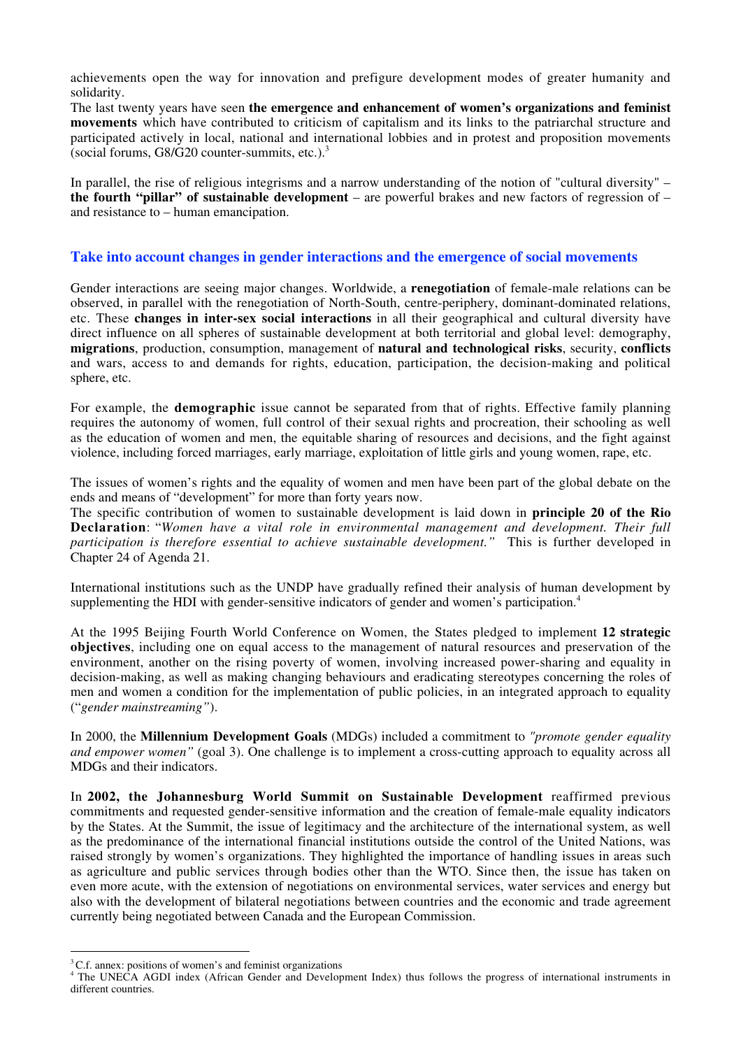achievements open the way for innovation and prefigure development modes of greater humanity and solidarity.
The last twenty years have seen **the emergence and enhancement of women's organizations and feminist movements** which have contributed to criticism of capitalism and its links to the patriarchal structure and participated actively in local, national and international lobbies and in protest and proposition movements (social forums, G8/G20 counter-summits, etc.).[3]

In parallel, the rise of religious integrisms and a narrow understanding of the notion of "cultural diversity" – **the fourth "pillar" of sustainable development** – are powerful brakes and new factors of regression of – and resistance to – human emancipation.

## Take into account changes in gender interactions and the emergence of social movements

Gender interactions are seeing major changes. Worldwide, a **renegotiation** of female-male relations can be observed, in parallel with the renegotiation of North-South, centre-periphery, dominant-dominated relations, etc. These **changes in inter-sex social interactions** in all their geographical and cultural diversity have direct influence on all spheres of sustainable development at both territorial and global level: demography, **migrations**, production, consumption, management of **natural and technological risks**, security, **conflicts** and wars, access to and demands for rights, education, participation, the decision-making and political sphere, etc.

For example, the **demographic** issue cannot be separated from that of rights. Effective family planning requires the autonomy of women, full control of their sexual rights and procreation, their schooling as well as the education of women and men, the equitable sharing of resources and decisions, and the fight against violence, including forced marriages, early marriage, exploitation of little girls and young women, rape, etc.

The issues of women's rights and the equality of women and men have been part of the global debate on the ends and means of "development" for more than forty years now.
The specific contribution of women to sustainable development is laid down in **principle 20 of the Rio Declaration**: "*Women have a vital role in environmental management and development. Their full participation is therefore essential to achieve sustainable development."* This is further developed in Chapter 24 of Agenda 21.

International institutions such as the UNDP have gradually refined their analysis of human development by supplementing the HDI with gender-sensitive indicators of gender and women's participation.[4]

At the 1995 Beijing Fourth World Conference on Women, the States pledged to implement **12 strategic objectives**, including one on equal access to the management of natural resources and preservation of the environment, another on the rising poverty of women, involving increased power-sharing and equality in decision-making, as well as making changing behaviours and eradicating stereotypes concerning the roles of men and women a condition for the implementation of public policies, in an integrated approach to equality ("*gender mainstreaming"*).

In 2000, the **Millennium Development Goals** (MDGs) included a commitment to *"promote gender equality and empower women"* (goal 3). One challenge is to implement a cross-cutting approach to equality across all MDGs and their indicators.

In **2002, the Johannesburg World Summit on Sustainable Development** reaffirmed previous commitments and requested gender-sensitive information and the creation of female-male equality indicators by the States. At the Summit, the issue of legitimacy and the architecture of the international system, as well as the predominance of the international financial institutions outside the control of the United Nations, was raised strongly by women's organizations. They highlighted the importance of handling issues in areas such as agriculture and public services through bodies other than the WTO. Since then, the issue has taken on even more acute, with the extension of negotiations on environmental services, water services and energy but also with the development of bilateral negotiations between countries and the economic and trade agreement currently being negotiated between Canada and the European Commission.

---

[3] C.f. annex: positions of women's and feminist organizations
[4] The UNECA AGDI index (African Gender and Development Index) thus follows the progress of international instruments in different countries.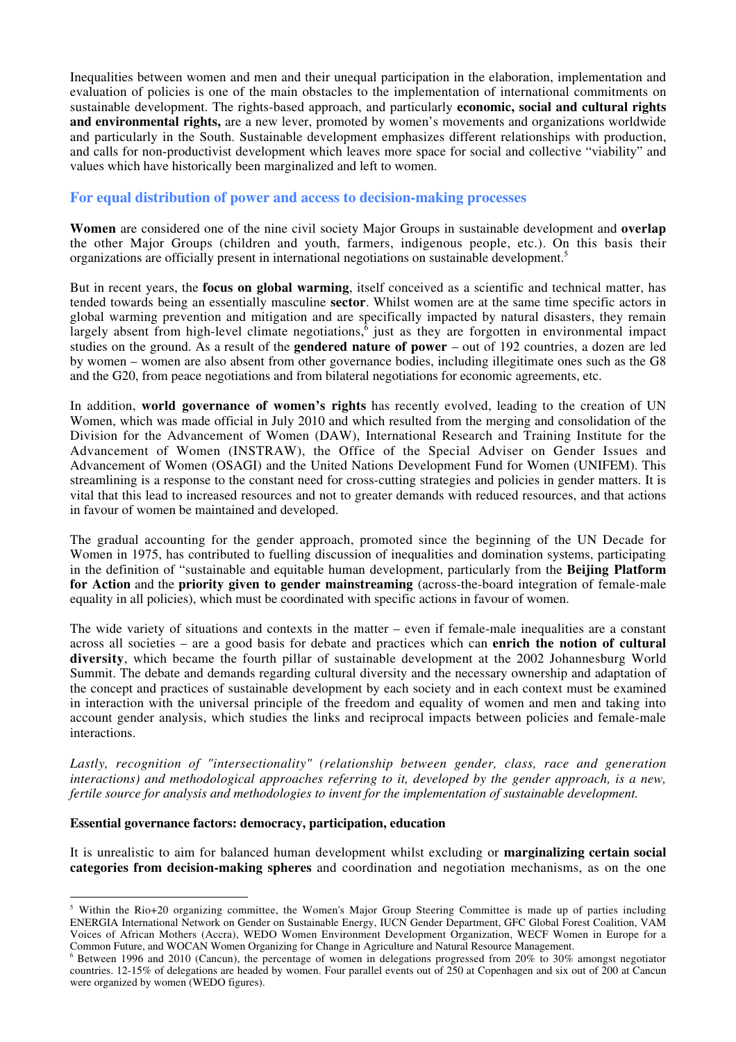Inequalities between women and men and their unequal participation in the elaboration, implementation and evaluation of policies is one of the main obstacles to the implementation of international commitments on sustainable development. The rights-based approach, and particularly **economic, social and cultural rights and environmental rights,** are a new lever, promoted by women's movements and organizations worldwide and particularly in the South. Sustainable development emphasizes different relationships with production, and calls for non-productivist development which leaves more space for social and collective "viability" and values which have historically been marginalized and left to women.

## For equal distribution of power and access to decision-making processes

**Women** are considered one of the nine civil society Major Groups in sustainable development and **overlap** the other Major Groups (children and youth, farmers, indigenous people, etc.). On this basis their organizations are officially present in international negotiations on sustainable development.[5]

But in recent years, the **focus on global warming**, itself conceived as a scientific and technical matter, has tended towards being an essentially masculine **sector**. Whilst women are at the same time specific actors in global warming prevention and mitigation and are specifically impacted by natural disasters, they remain largely absent from high-level climate negotiations,[6] just as they are forgotten in environmental impact studies on the ground. As a result of the **gendered nature of power** – out of 192 countries, a dozen are led by women – women are also absent from other governance bodies, including illegitimate ones such as the G8 and the G20, from peace negotiations and from bilateral negotiations for economic agreements, etc.

In addition, **world governance of women's rights** has recently evolved, leading to the creation of UN Women, which was made official in July 2010 and which resulted from the merging and consolidation of the Division for the Advancement of Women (DAW), International Research and Training Institute for the Advancement of Women (INSTRAW), the Office of the Special Adviser on Gender Issues and Advancement of Women (OSAGI) and the United Nations Development Fund for Women (UNIFEM). This streamlining is a response to the constant need for cross-cutting strategies and policies in gender matters. It is vital that this lead to increased resources and not to greater demands with reduced resources, and that actions in favour of women be maintained and developed.

The gradual accounting for the gender approach, promoted since the beginning of the UN Decade for Women in 1975, has contributed to fuelling discussion of inequalities and domination systems, participating in the definition of "sustainable and equitable human development, particularly from the **Beijing Platform for Action** and the **priority given to gender mainstreaming** (across-the-board integration of female-male equality in all policies), which must be coordinated with specific actions in favour of women.

The wide variety of situations and contexts in the matter – even if female-male inequalities are a constant across all societies – are a good basis for debate and practices which can **enrich the notion of cultural diversity**, which became the fourth pillar of sustainable development at the 2002 Johannesburg World Summit. The debate and demands regarding cultural diversity and the necessary ownership and adaptation of the concept and practices of sustainable development by each society and in each context must be examined in interaction with the universal principle of the freedom and equality of women and men and taking into account gender analysis, which studies the links and reciprocal impacts between policies and female-male interactions.

*Lastly, recognition of "intersectionality" (relationship between gender, class, race and generation interactions) and methodological approaches referring to it, developed by the gender approach, is a new, fertile source for analysis and methodologies to invent for the implementation of sustainable development.*

### Essential governance factors: democracy, participation, education

It is unrealistic to aim for balanced human development whilst excluding or **marginalizing certain social categories from decision-making spheres** and coordination and negotiation mechanisms, as on the one

---

[5] Within the Rio+20 organizing committee, the Women's Major Group Steering Committee is made up of parties including ENERGIA International Network on Gender on Sustainable Energy, IUCN Gender Department, GFC Global Forest Coalition, VAM Voices of African Mothers (Accra), WEDO Women Environment Development Organization, WECF Women in Europe for a Common Future, and WOCAN Women Organizing for Change in Agriculture and Natural Resource Management.

[6] Between 1996 and 2010 (Cancun), the percentage of women in delegations progressed from 20% to 30% amongst negotiator countries. 12-15% of delegations are headed by women. Four parallel events out of 250 at Copenhagen and six out of 200 at Cancun were organized by women (WEDO figures).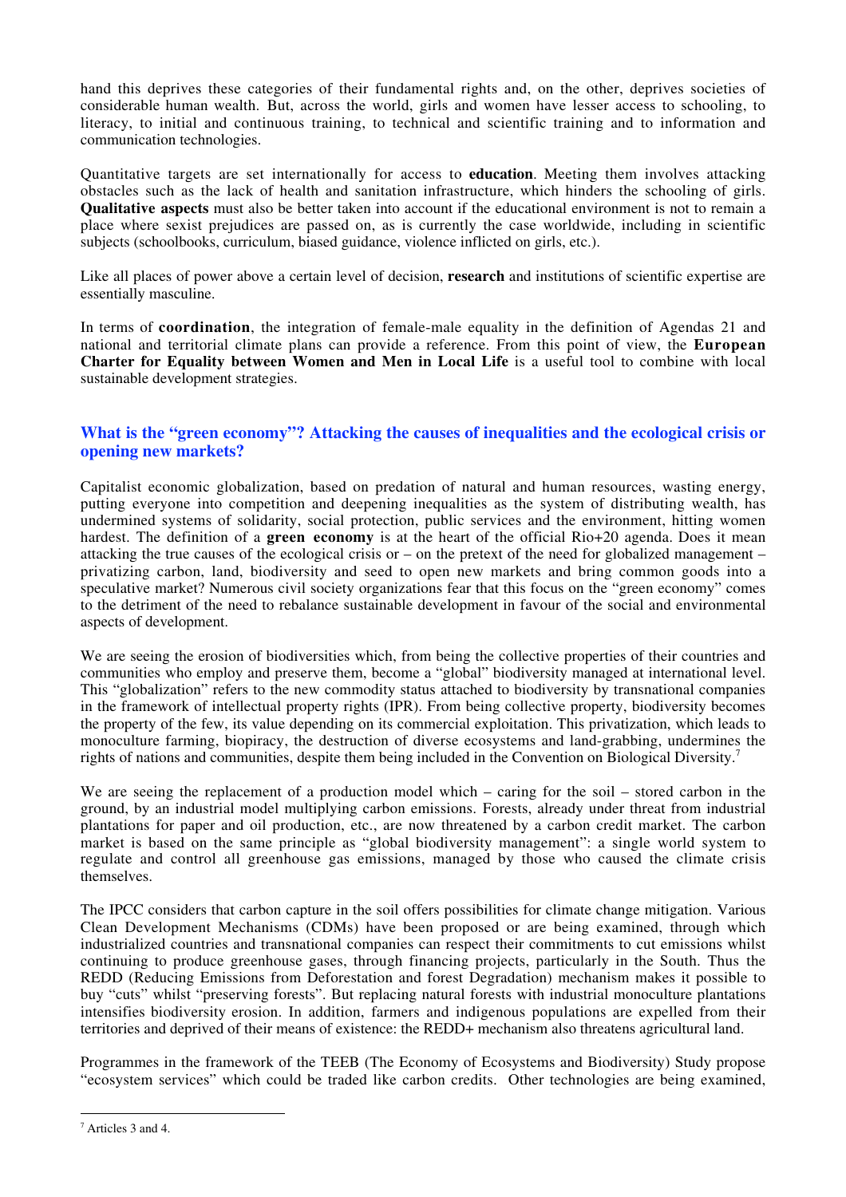hand this deprives these categories of their fundamental rights and, on the other, deprives societies of considerable human wealth. But, across the world, girls and women have lesser access to schooling, to literacy, to initial and continuous training, to technical and scientific training and to information and communication technologies.

Quantitative targets are set internationally for access to **education**. Meeting them involves attacking obstacles such as the lack of health and sanitation infrastructure, which hinders the schooling of girls. **Qualitative aspects** must also be better taken into account if the educational environment is not to remain a place where sexist prejudices are passed on, as is currently the case worldwide, including in scientific subjects (schoolbooks, curriculum, biased guidance, violence inflicted on girls, etc.).

Like all places of power above a certain level of decision, **research** and institutions of scientific expertise are essentially masculine.

In terms of **coordination**, the integration of female-male equality in the definition of Agendas 21 and national and territorial climate plans can provide a reference. From this point of view, the **European Charter for Equality between Women and Men in Local Life** is a useful tool to combine with local sustainable development strategies.

## What is the "green economy"? Attacking the causes of inequalities and the ecological crisis or opening new markets?

Capitalist economic globalization, based on predation of natural and human resources, wasting energy, putting everyone into competition and deepening inequalities as the system of distributing wealth, has undermined systems of solidarity, social protection, public services and the environment, hitting women hardest. The definition of a **green economy** is at the heart of the official Rio+20 agenda. Does it mean attacking the true causes of the ecological crisis or – on the pretext of the need for globalized management – privatizing carbon, land, biodiversity and seed to open new markets and bring common goods into a speculative market? Numerous civil society organizations fear that this focus on the "green economy" comes to the detriment of the need to rebalance sustainable development in favour of the social and environmental aspects of development.

We are seeing the erosion of biodiversities which, from being the collective properties of their countries and communities who employ and preserve them, become a "global" biodiversity managed at international level. This "globalization" refers to the new commodity status attached to biodiversity by transnational companies in the framework of intellectual property rights (IPR). From being collective property, biodiversity becomes the property of the few, its value depending on its commercial exploitation. This privatization, which leads to monoculture farming, biopiracy, the destruction of diverse ecosystems and land-grabbing, undermines the rights of nations and communities, despite them being included in the Convention on Biological Diversity.[7]

We are seeing the replacement of a production model which – caring for the soil – stored carbon in the ground, by an industrial model multiplying carbon emissions. Forests, already under threat from industrial plantations for paper and oil production, etc., are now threatened by a carbon credit market. The carbon market is based on the same principle as "global biodiversity management": a single world system to regulate and control all greenhouse gas emissions, managed by those who caused the climate crisis themselves.

The IPCC considers that carbon capture in the soil offers possibilities for climate change mitigation. Various Clean Development Mechanisms (CDMs) have been proposed or are being examined, through which industrialized countries and transnational companies can respect their commitments to cut emissions whilst continuing to produce greenhouse gases, through financing projects, particularly in the South. Thus the REDD (Reducing Emissions from Deforestation and forest Degradation) mechanism makes it possible to buy "cuts" whilst "preserving forests". But replacing natural forests with industrial monoculture plantations intensifies biodiversity erosion. In addition, farmers and indigenous populations are expelled from their territories and deprived of their means of existence: the REDD+ mechanism also threatens agricultural land.

Programmes in the framework of the TEEB (The Economy of Ecosystems and Biodiversity) Study propose "ecosystem services" which could be traded like carbon credits. Other technologies are being examined,

---

[7] Articles 3 and 4.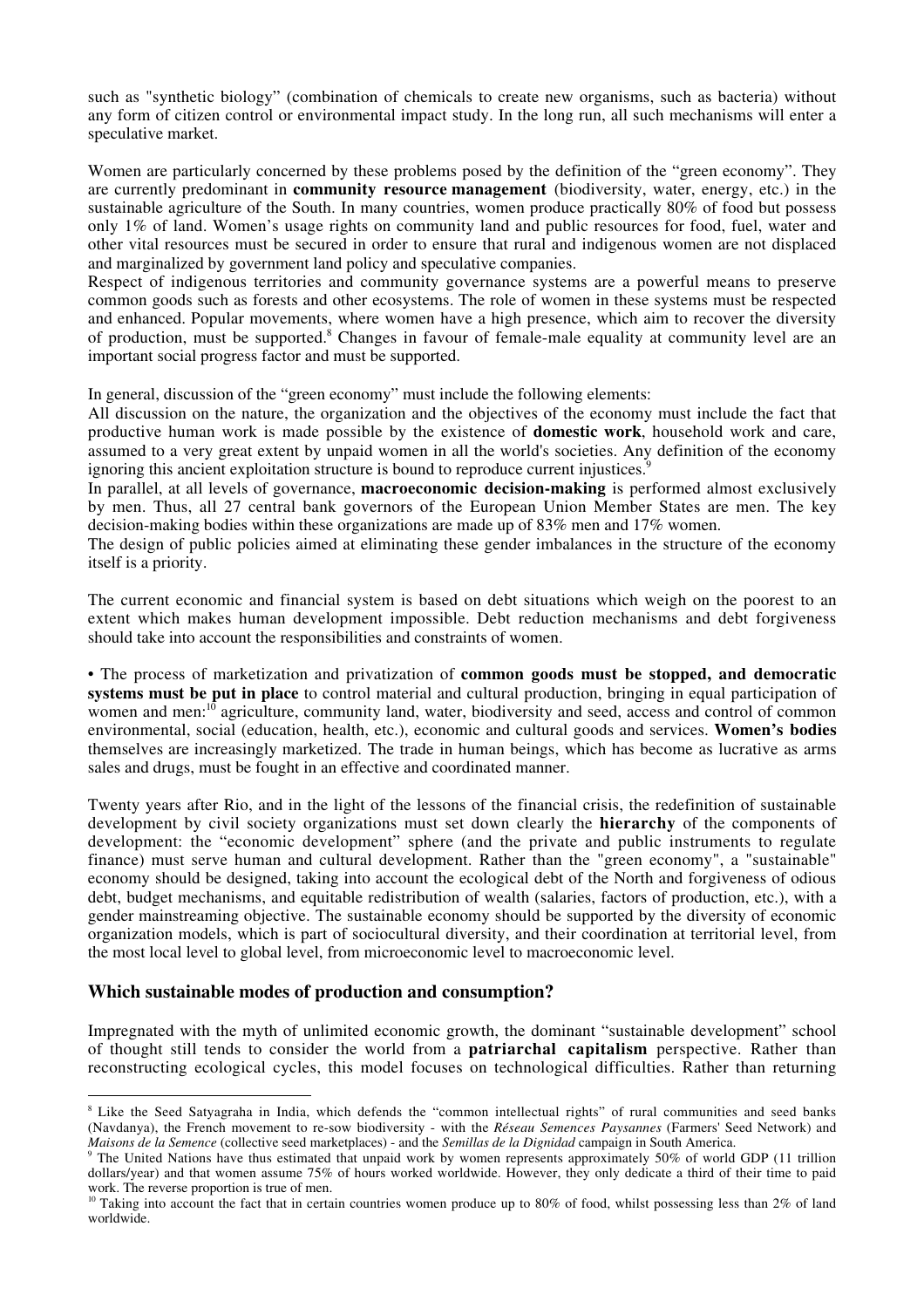such as "synthetic biology" (combination of chemicals to create new organisms, such as bacteria) without any form of citizen control or environmental impact study. In the long run, all such mechanisms will enter a speculative market.

Women are particularly concerned by these problems posed by the definition of the "green economy". They are currently predominant in **community resource management** (biodiversity, water, energy, etc.) in the sustainable agriculture of the South. In many countries, women produce practically 80% of food but possess only 1% of land. Women's usage rights on community land and public resources for food, fuel, water and other vital resources must be secured in order to ensure that rural and indigenous women are not displaced and marginalized by government land policy and speculative companies.

Respect of indigenous territories and community governance systems are a powerful means to preserve common goods such as forests and other ecosystems. The role of women in these systems must be respected and enhanced. Popular movements, where women have a high presence, which aim to recover the diversity of production, must be supported.[8] Changes in favour of female-male equality at community level are an important social progress factor and must be supported.

In general, discussion of the "green economy" must include the following elements:

All discussion on the nature, the organization and the objectives of the economy must include the fact that productive human work is made possible by the existence of **domestic work**, household work and care, assumed to a very great extent by unpaid women in all the world's societies. Any definition of the economy ignoring this ancient exploitation structure is bound to reproduce current injustices.[9]

In parallel, at all levels of governance, **macroeconomic decision-making** is performed almost exclusively by men. Thus, all 27 central bank governors of the European Union Member States are men. The key decision-making bodies within these organizations are made up of 83% men and 17% women.

The design of public policies aimed at eliminating these gender imbalances in the structure of the economy itself is a priority.

The current economic and financial system is based on debt situations which weigh on the poorest to an extent which makes human development impossible. Debt reduction mechanisms and debt forgiveness should take into account the responsibilities and constraints of women.

• The process of marketization and privatization of **common goods must be stopped, and democratic systems must be put in place** to control material and cultural production, bringing in equal participation of women and men:[10] agriculture, community land, water, biodiversity and seed, access and control of common environmental, social (education, health, etc.), economic and cultural goods and services. **Women's bodies** themselves are increasingly marketized. The trade in human beings, which has become as lucrative as arms sales and drugs, must be fought in an effective and coordinated manner.

Twenty years after Rio, and in the light of the lessons of the financial crisis, the redefinition of sustainable development by civil society organizations must set down clearly the **hierarchy** of the components of development: the "economic development" sphere (and the private and public instruments to regulate finance) must serve human and cultural development. Rather than the "green economy", a "sustainable" economy should be designed, taking into account the ecological debt of the North and forgiveness of odious debt, budget mechanisms, and equitable redistribution of wealth (salaries, factors of production, etc.), with a gender mainstreaming objective. The sustainable economy should be supported by the diversity of economic organization models, which is part of sociocultural diversity, and their coordination at territorial level, from the most local level to global level, from microeconomic level to macroeconomic level.

## Which sustainable modes of production and consumption?

Impregnated with the myth of unlimited economic growth, the dominant "sustainable development" school of thought still tends to consider the world from a **patriarchal capitalism** perspective. Rather than reconstructing ecological cycles, this model focuses on technological difficulties. Rather than returning

---

[8] Like the Seed Satyagraha in India, which defends the "common intellectual rights" of rural communities and seed banks (Navdanya), the French movement to re-sow biodiversity - with the *Réseau Semences Paysannes* (Farmers' Seed Network) and *Maisons de la Semence* (collective seed marketplaces) - and the *Semillas de la Dignidad* campaign in South America.

[9] The United Nations have thus estimated that unpaid work by women represents approximately 50% of world GDP (11 trillion dollars/year) and that women assume 75% of hours worked worldwide. However, they only dedicate a third of their time to paid work. The reverse proportion is true of men.

[10] Taking into account the fact that in certain countries women produce up to 80% of food, whilst possessing less than 2% of land worldwide.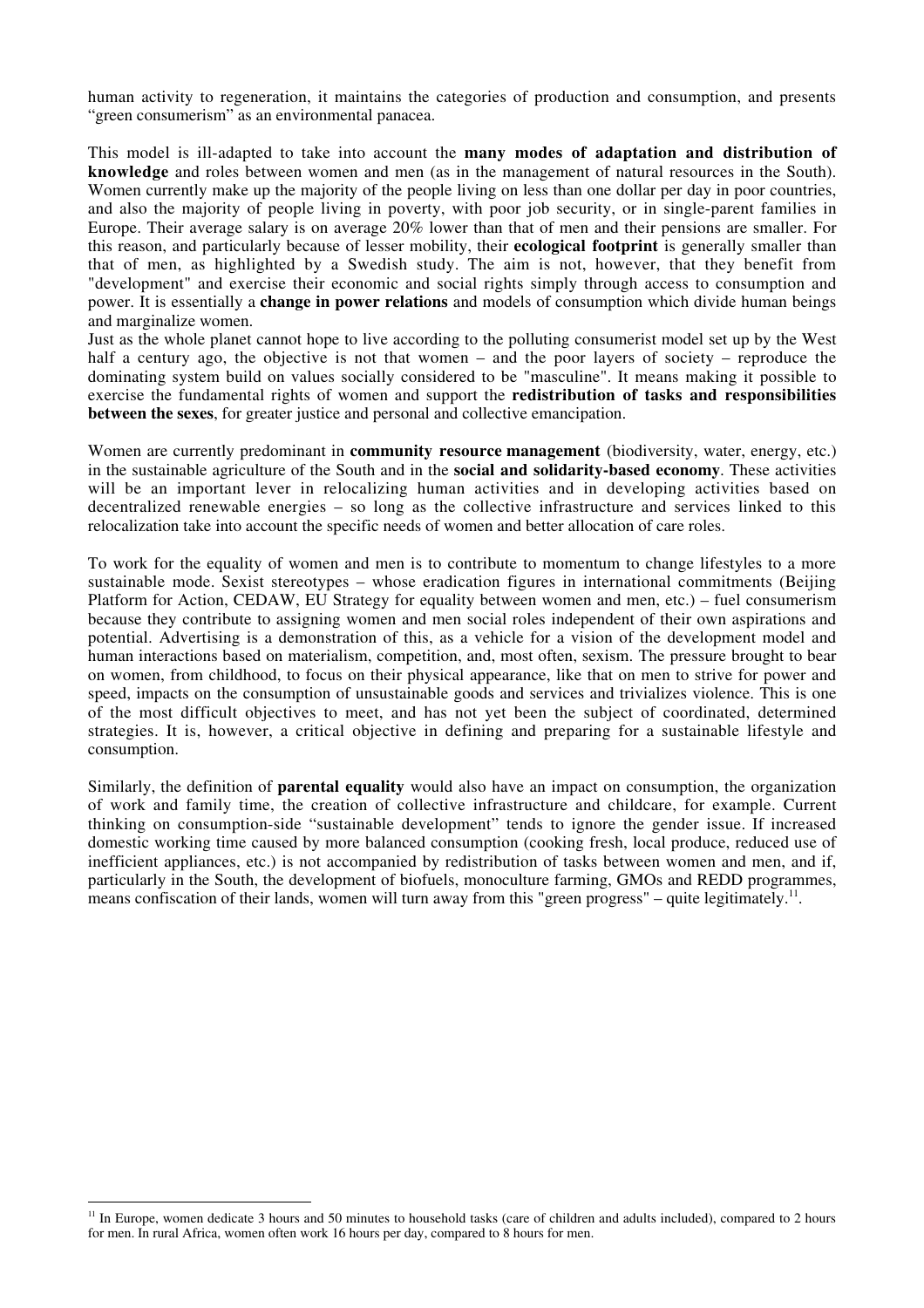human activity to regeneration, it maintains the categories of production and consumption, and presents "green consumerism" as an environmental panacea.

This model is ill-adapted to take into account the **many modes of adaptation and distribution of knowledge** and roles between women and men (as in the management of natural resources in the South). Women currently make up the majority of the people living on less than one dollar per day in poor countries, and also the majority of people living in poverty, with poor job security, or in single-parent families in Europe. Their average salary is on average 20% lower than that of men and their pensions are smaller. For this reason, and particularly because of lesser mobility, their **ecological footprint** is generally smaller than that of men, as highlighted by a Swedish study. The aim is not, however, that they benefit from "development" and exercise their economic and social rights simply through access to consumption and power. It is essentially a **change in power relations** and models of consumption which divide human beings and marginalize women.

Just as the whole planet cannot hope to live according to the polluting consumerist model set up by the West half a century ago, the objective is not that women – and the poor layers of society – reproduce the dominating system build on values socially considered to be "masculine". It means making it possible to exercise the fundamental rights of women and support the **redistribution of tasks and responsibilities between the sexes**, for greater justice and personal and collective emancipation.

Women are currently predominant in **community resource management** (biodiversity, water, energy, etc.) in the sustainable agriculture of the South and in the **social and solidarity-based economy**. These activities will be an important lever in relocalizing human activities and in developing activities based on decentralized renewable energies – so long as the collective infrastructure and services linked to this relocalization take into account the specific needs of women and better allocation of care roles.

To work for the equality of women and men is to contribute to momentum to change lifestyles to a more sustainable mode. Sexist stereotypes – whose eradication figures in international commitments (Beijing Platform for Action, CEDAW, EU Strategy for equality between women and men, etc.) – fuel consumerism because they contribute to assigning women and men social roles independent of their own aspirations and potential. Advertising is a demonstration of this, as a vehicle for a vision of the development model and human interactions based on materialism, competition, and, most often, sexism. The pressure brought to bear on women, from childhood, to focus on their physical appearance, like that on men to strive for power and speed, impacts on the consumption of unsustainable goods and services and trivializes violence. This is one of the most difficult objectives to meet, and has not yet been the subject of coordinated, determined strategies. It is, however, a critical objective in defining and preparing for a sustainable lifestyle and consumption.

Similarly, the definition of **parental equality** would also have an impact on consumption, the organization of work and family time, the creation of collective infrastructure and childcare, for example. Current thinking on consumption-side "sustainable development" tends to ignore the gender issue. If increased domestic working time caused by more balanced consumption (cooking fresh, local produce, reduced use of inefficient appliances, etc.) is not accompanied by redistribution of tasks between women and men, and if, particularly in the South, the development of biofuels, monoculture farming, GMOs and REDD programmes, means confiscation of their lands, women will turn away from this "green progress" – quite legitimately.[11].

[11] In Europe, women dedicate 3 hours and 50 minutes to household tasks (care of children and adults included), compared to 2 hours for men. In rural Africa, women often work 16 hours per day, compared to 8 hours for men.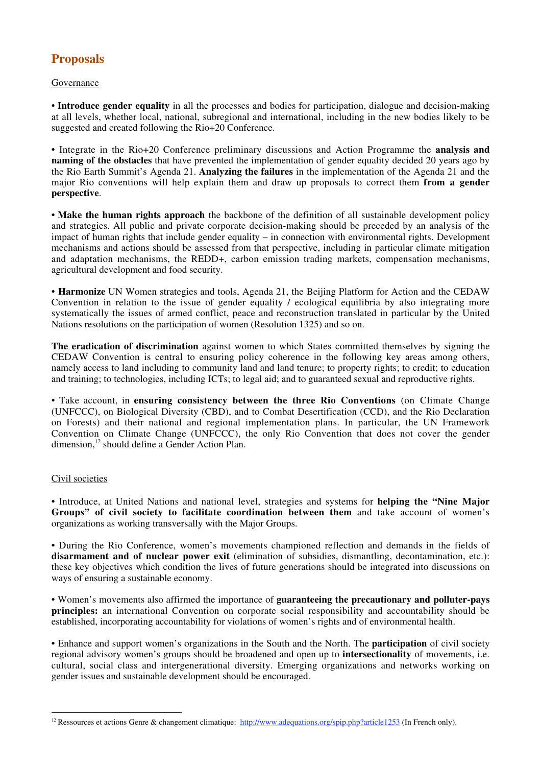## Proposals

Governance

• **Introduce gender equality** in all the processes and bodies for participation, dialogue and decision-making at all levels, whether local, national, subregional and international, including in the new bodies likely to be suggested and created following the Rio+20 Conference.

• Integrate in the Rio+20 Conference preliminary discussions and Action Programme the **analysis and naming of the obstacles** that have prevented the implementation of gender equality decided 20 years ago by the Rio Earth Summit's Agenda 21. **Analyzing the failures** in the implementation of the Agenda 21 and the major Rio conventions will help explain them and draw up proposals to correct them **from a gender perspective**.

• **Make the human rights approach** the backbone of the definition of all sustainable development policy and strategies. All public and private corporate decision-making should be preceded by an analysis of the impact of human rights that include gender equality – in connection with environmental rights. Development mechanisms and actions should be assessed from that perspective, including in particular climate mitigation and adaptation mechanisms, the REDD+, carbon emission trading markets, compensation mechanisms, agricultural development and food security.

• **Harmonize** UN Women strategies and tools, Agenda 21, the Beijing Platform for Action and the CEDAW Convention in relation to the issue of gender equality / ecological equilibria by also integrating more systematically the issues of armed conflict, peace and reconstruction translated in particular by the United Nations resolutions on the participation of women (Resolution 1325) and so on.

**The eradication of discrimination** against women to which States committed themselves by signing the CEDAW Convention is central to ensuring policy coherence in the following key areas among others, namely access to land including to community land and land tenure; to property rights; to credit; to education and training; to technologies, including ICTs; to legal aid; and to guaranteed sexual and reproductive rights.

• Take account, in **ensuring consistency between the three Rio Conventions** (on Climate Change (UNFCCC), on Biological Diversity (CBD), and to Combat Desertification (CCD), and the Rio Declaration on Forests) and their national and regional implementation plans. In particular, the UN Framework Convention on Climate Change (UNFCCC), the only Rio Convention that does not cover the gender dimension,[12] should define a Gender Action Plan.

Civil societies

• Introduce, at United Nations and national level, strategies and systems for **helping the "Nine Major Groups" of civil society to facilitate coordination between them** and take account of women's organizations as working transversally with the Major Groups.

• During the Rio Conference, women's movements championed reflection and demands in the fields of **disarmament and of nuclear power exit** (elimination of subsidies, dismantling, decontamination, etc.): these key objectives which condition the lives of future generations should be integrated into discussions on ways of ensuring a sustainable economy.

• Women's movements also affirmed the importance of **guaranteeing the precautionary and polluter-pays principles:** an international Convention on corporate social responsibility and accountability should be established, incorporating accountability for violations of women's rights and of environmental health.

• Enhance and support women's organizations in the South and the North. The **participation** of civil society regional advisory women's groups should be broadened and open up to **intersectionality** of movements, i.e. cultural, social class and intergenerational diversity. Emerging organizations and networks working on gender issues and sustainable development should be encouraged.

---

[12] Ressources et actions Genre & changement climatique: http://www.adequations.org/spip.php?article1253 (In French only).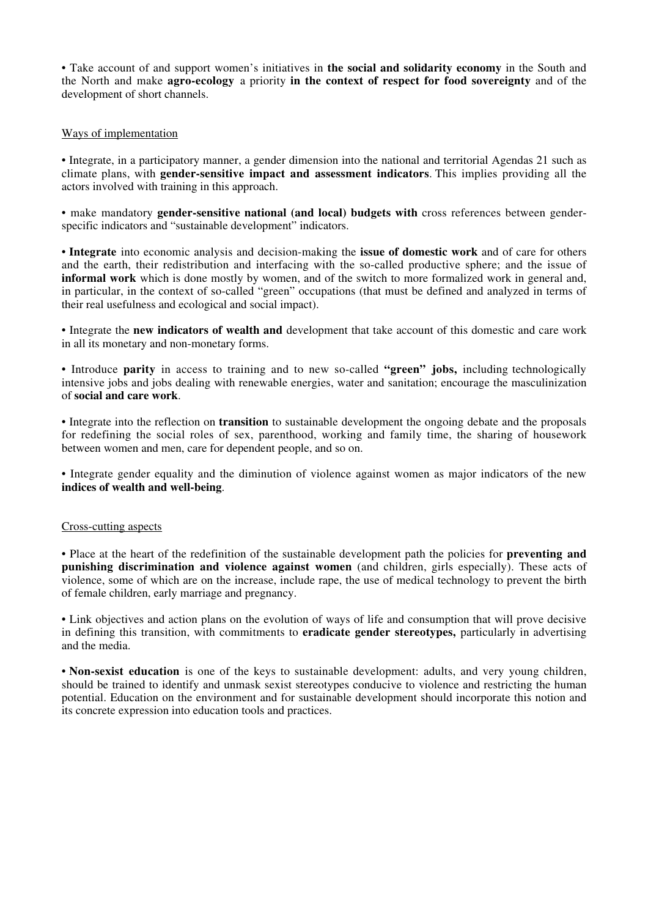• Take account of and support women's initiatives in **the social and solidarity economy** in the South and the North and make **agro-ecology** a priority **in the context of respect for food sovereignty** and of the development of short channels.

<u>Ways of implementation</u>

• Integrate, in a participatory manner, a gender dimension into the national and territorial Agendas 21 such as climate plans, with **gender-sensitive impact and assessment indicators**. This implies providing all the actors involved with training in this approach.

• make mandatory **gender-sensitive national (and local) budgets with** cross references between gender-specific indicators and "sustainable development" indicators.

• **Integrate** into economic analysis and decision-making the **issue of domestic work** and of care for others and the earth, their redistribution and interfacing with the so-called productive sphere; and the issue of **informal work** which is done mostly by women, and of the switch to more formalized work in general and, in particular, in the context of so-called "green" occupations (that must be defined and analyzed in terms of their real usefulness and ecological and social impact).

• Integrate the **new indicators of wealth and** development that take account of this domestic and care work in all its monetary and non-monetary forms.

• Introduce **parity** in access to training and to new so-called **"green" jobs,** including technologically intensive jobs and jobs dealing with renewable energies, water and sanitation; encourage the masculinization of **social and care work**.

• Integrate into the reflection on **transition** to sustainable development the ongoing debate and the proposals for redefining the social roles of sex, parenthood, working and family time, the sharing of housework between women and men, care for dependent people, and so on.

• Integrate gender equality and the diminution of violence against women as major indicators of the new **indices of wealth and well-being**.

<u>Cross-cutting aspects</u>

• Place at the heart of the redefinition of the sustainable development path the policies for **preventing and punishing discrimination and violence against women** (and children, girls especially). These acts of violence, some of which are on the increase, include rape, the use of medical technology to prevent the birth of female children, early marriage and pregnancy.

• Link objectives and action plans on the evolution of ways of life and consumption that will prove decisive in defining this transition, with commitments to **eradicate gender stereotypes,** particularly in advertising and the media.

• **Non-sexist education** is one of the keys to sustainable development: adults, and very young children, should be trained to identify and unmask sexist stereotypes conducive to violence and restricting the human potential. Education on the environment and for sustainable development should incorporate this notion and its concrete expression into education tools and practices.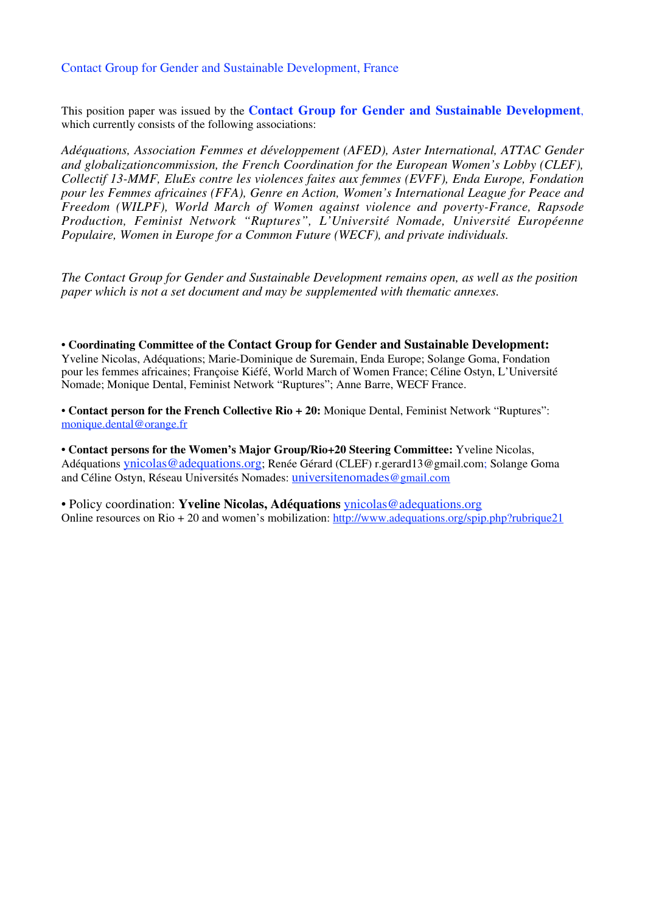Contact Group for Gender and Sustainable Development, France

This position paper was issued by the **Contact Group for Gender and Sustainable Development**, which currently consists of the following associations:

*Adéquations, Association Femmes et développement (AFED), Aster International, ATTAC Gender and globalizationcommission, the French Coordination for the European Women's Lobby (CLEF), Collectif 13-MMF, EluEs contre les violences faites aux femmes (EVFF), Enda Europe, Fondation pour les Femmes africaines (FFA), Genre en Action, Women's International League for Peace and Freedom (WILPF), World March of Women against violence and poverty-France, Rapsode Production, Feminist Network "Ruptures", L'Université Nomade, Université Européenne Populaire, Women in Europe for a Common Future (WECF), and private individuals.*

*The Contact Group for Gender and Sustainable Development remains open, as well as the position paper which is not a set document and may be supplemented with thematic annexes.*

- **Coordinating Committee of the Contact Group for Gender and Sustainable Development:** Yveline Nicolas, Adéquations; Marie-Dominique de Suremain, Enda Europe; Solange Goma, Fondation pour les femmes africaines; Françoise Kiéfé, World March of Women France; Céline Ostyn, L'Université Nomade; Monique Dental, Feminist Network "Ruptures"; Anne Barre, WECF France.

- **Contact person for the French Collective Rio + 20:** Monique Dental, Feminist Network "Ruptures": monique.dental@orange.fr

- **Contact persons for the Women's Major Group/Rio+20 Steering Committee:** Yveline Nicolas, Adéquations ynicolas@adequations.org; Renée Gérard (CLEF) r.gerard13@gmail.com; Solange Goma and Céline Ostyn, Réseau Universités Nomades: universitenomades@gmail.com

- Policy coordination: **Yveline Nicolas, Adéquations** ynicolas@adequations.org
Online resources on Rio + 20 and women's mobilization: http://www.adequations.org/spip.php?rubrique21